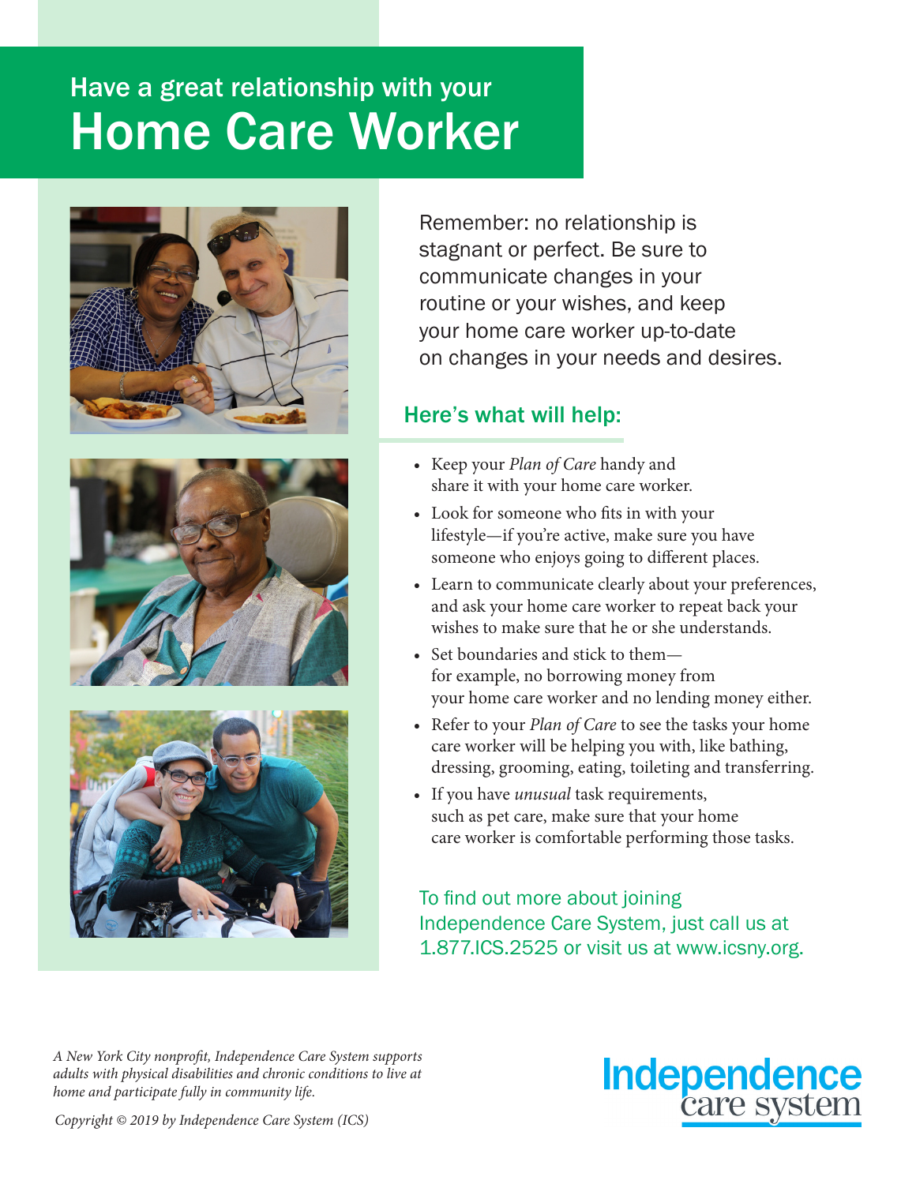# Have a great relationship with your Home Care Worker

Remember: no relationship is stagnant or perfect. Be sure to communicate changes in your routine or your wishes, and keep your home care worker up-to-date on changes in your needs and desires.

## Here's what will help:

- Keep your *Plan of Care* handy and share it with your home care worker.
- Look for someone who fits in with your lifestyle—if you're active, make sure you have someone who enjoys going to different places.
- Learn to communicate clearly about your preferences, and ask your home care worker to repeat back your wishes to make sure that he or she understands.
- Set boundaries and stick to them—for example, no borrowing money from your home care worker and no lending money either.
- Refer to your *Plan of Care* to see the tasks your home care worker will be helping you with, like bathing, dressing, grooming, eating, toileting and transferring.
- If you have *unusual* task requirements, such as pet care, make sure that your home care worker is comfortable performing those tasks.

To find out more about joining Independence Care System, just call us at 1.877.ICS.2525 or visit us at www.icsny.org.

*A New York City nonprofit, Independence Care System supports adults with physical disabilities and chronic conditions to live at home and participate fully in community life.*

*Copyright © 2019 by Independence Care System (ICS)*

Independence care system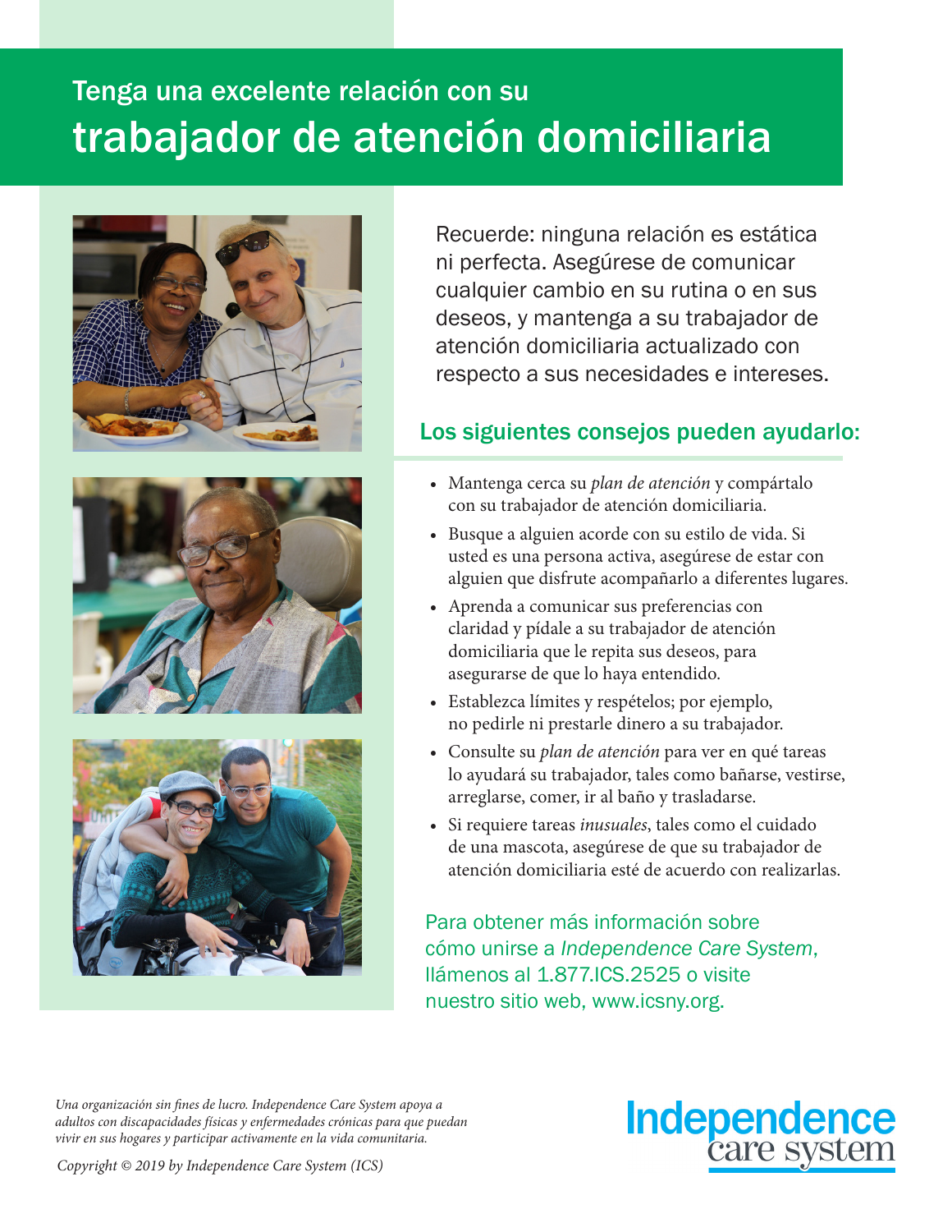# Tenga una excelente relación con su trabajador de atención domiciliaria

Recuerde: ninguna relación es estática ni perfecta. Asegúrese de comunicar cualquier cambio en su rutina o en sus deseos, y mantenga a su trabajador de atención domiciliaria actualizado con respecto a sus necesidades e intereses.

## Los siguientes consejos pueden ayudarlo:

- Mantenga cerca su *plan de atención* y compártalo con su trabajador de atención domiciliaria.
- Busque a alguien acorde con su estilo de vida. Si usted es una persona activa, asegúrese de estar con alguien que disfrute acompañarlo a diferentes lugares.
- Aprenda a comunicar sus preferencias con claridad y pídale a su trabajador de atención domiciliaria que le repita sus deseos, para asegurarse de que lo haya entendido.
- Establezca límites y respételos; por ejemplo, no pedirle ni prestarle dinero a su trabajador.
- Consulte su *plan de atención* para ver en qué tareas lo ayudará su trabajador, tales como bañarse, vestirse, arreglarse, comer, ir al baño y trasladarse.
- Si requiere tareas *inusuales*, tales como el cuidado de una mascota, asegúrese de que su trabajador de atención domiciliaria esté de acuerdo con realizarlas.

Para obtener más información sobre cómo unirse a *Independence Care System*, llámenos al 1.877.ICS.2525 o visite nuestro sitio web, www.icsny.org.

*Una organización sin fines de lucro. Independence Care System apoya a adultos con discapacidades físicas y enfermedades crónicas para que puedan vivir en sus hogares y participar activamente en la vida comunitaria.*

*Copyright © 2019 by Independence Care System (ICS)*

Independence care system